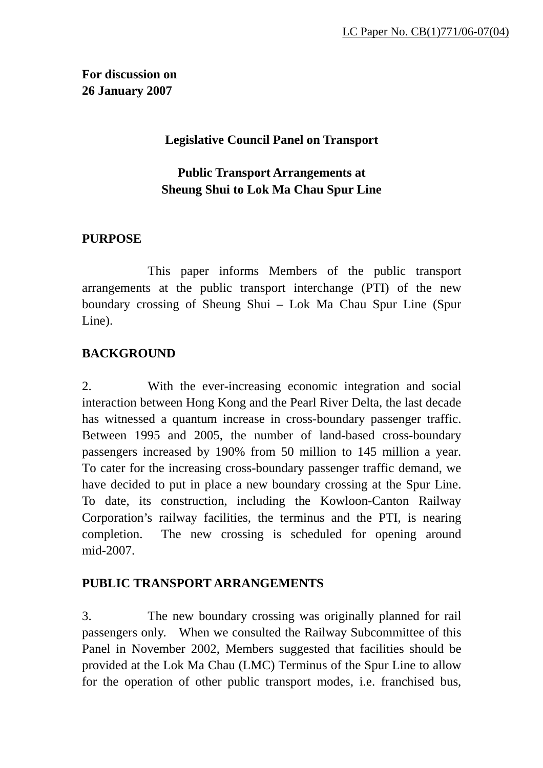LC Paper No. CB(1)771/06-07(04)

**For discussion on**
**26 January 2007**

**Legislative Council Panel on Transport**

**Public Transport Arrangements at**
**Sheung Shui to Lok Ma Chau Spur Line**

## PURPOSE

This paper informs Members of the public transport arrangements at the public transport interchange (PTI) of the new boundary crossing of Sheung Shui – Lok Ma Chau Spur Line (Spur Line).

## BACKGROUND

2. With the ever-increasing economic integration and social interaction between Hong Kong and the Pearl River Delta, the last decade has witnessed a quantum increase in cross-boundary passenger traffic. Between 1995 and 2005, the number of land-based cross-boundary passengers increased by 190% from 50 million to 145 million a year. To cater for the increasing cross-boundary passenger traffic demand, we have decided to put in place a new boundary crossing at the Spur Line. To date, its construction, including the Kowloon-Canton Railway Corporation's railway facilities, the terminus and the PTI, is nearing completion. The new crossing is scheduled for opening around mid-2007.

## PUBLIC TRANSPORT ARRANGEMENTS

3. The new boundary crossing was originally planned for rail passengers only. When we consulted the Railway Subcommittee of this Panel in November 2002, Members suggested that facilities should be provided at the Lok Ma Chau (LMC) Terminus of the Spur Line to allow for the operation of other public transport modes, i.e. franchised bus,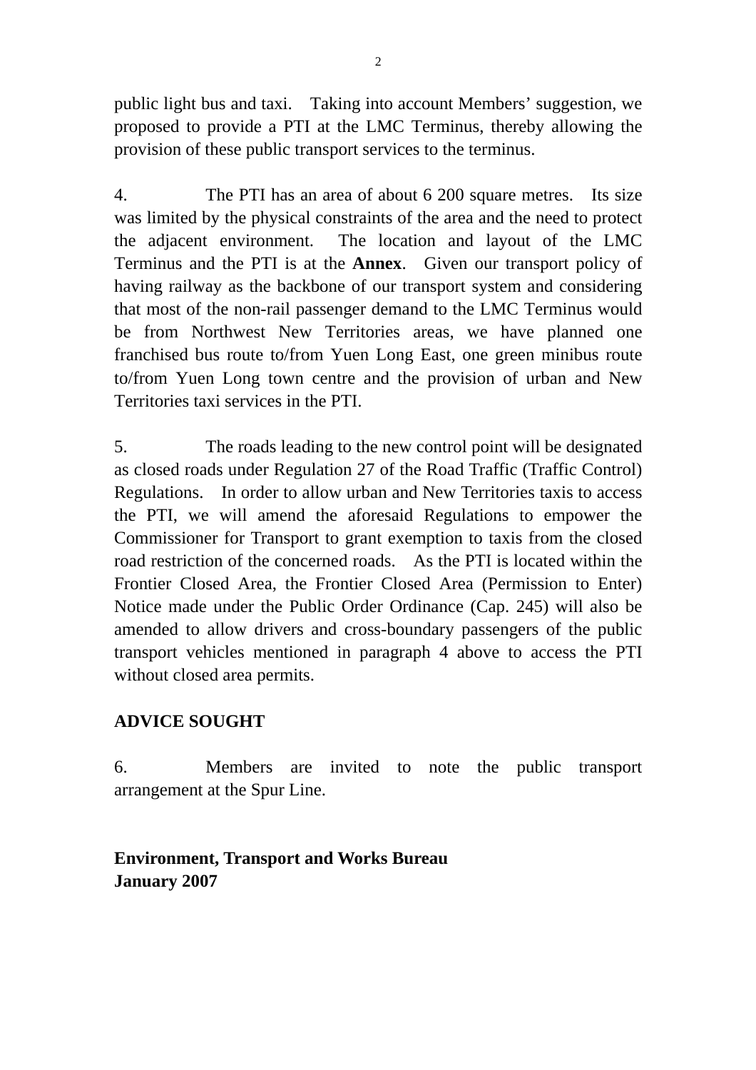public light bus and taxi. Taking into account Members' suggestion, we proposed to provide a PTI at the LMC Terminus, thereby allowing the provision of these public transport services to the terminus.

4. The PTI has an area of about 6 200 square metres. Its size was limited by the physical constraints of the area and the need to protect the adjacent environment. The location and layout of the LMC Terminus and the PTI is at the **Annex**. Given our transport policy of having railway as the backbone of our transport system and considering that most of the non-rail passenger demand to the LMC Terminus would be from Northwest New Territories areas, we have planned one franchised bus route to/from Yuen Long East, one green minibus route to/from Yuen Long town centre and the provision of urban and New Territories taxi services in the PTI.

5. The roads leading to the new control point will be designated as closed roads under Regulation 27 of the Road Traffic (Traffic Control) Regulations. In order to allow urban and New Territories taxis to access the PTI, we will amend the aforesaid Regulations to empower the Commissioner for Transport to grant exemption to taxis from the closed road restriction of the concerned roads. As the PTI is located within the Frontier Closed Area, the Frontier Closed Area (Permission to Enter) Notice made under the Public Order Ordinance (Cap. 245) will also be amended to allow drivers and cross-boundary passengers of the public transport vehicles mentioned in paragraph 4 above to access the PTI without closed area permits.

## ADVICE SOUGHT

6. Members are invited to note the public transport arrangement at the Spur Line.

**Environment, Transport and Works Bureau**
**January 2007**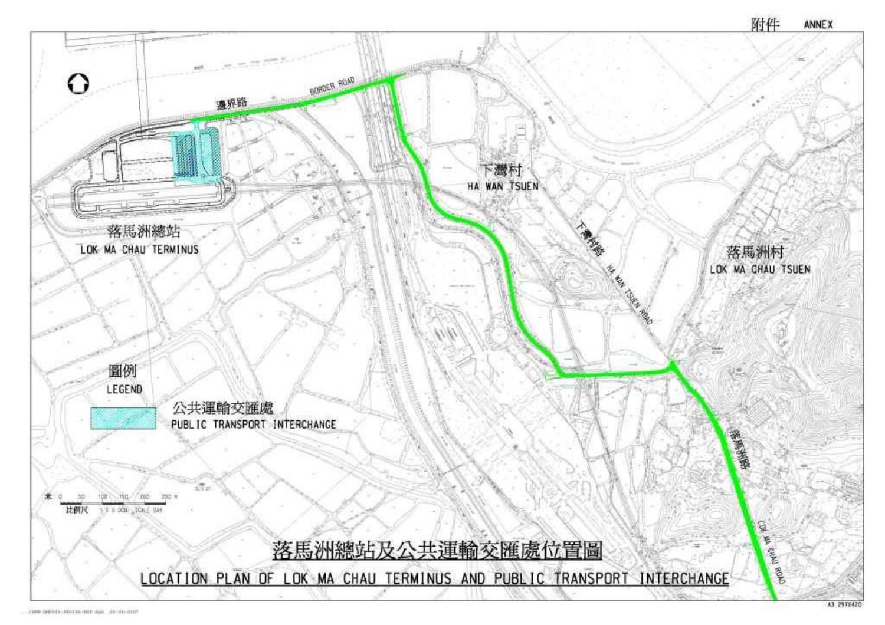附件 ANNEX

邊界路 BORDER ROAD

下灣村 HA WAN TSUEN

下灣村路 HA WAN TSUEN ROAD

落馬洲村 LOK MA CHAU TSUEN

落馬洲總站 LOK MA CHAU TERMINUS

落馬洲路 LOK MA CHAU ROAD

圖例 LEGEND

公共運輸交匯處 PUBLIC TRANSPORT INTERCHANGE

米 0 50 100 150 200 250 m

比例尺 SCALE BAR

# 落馬洲總站及公共運輸交匯處位置圖

# LOCATION PLAN OF LOK MA CHAU TERMINUS AND PUBLIC TRANSPORT INTERCHANGE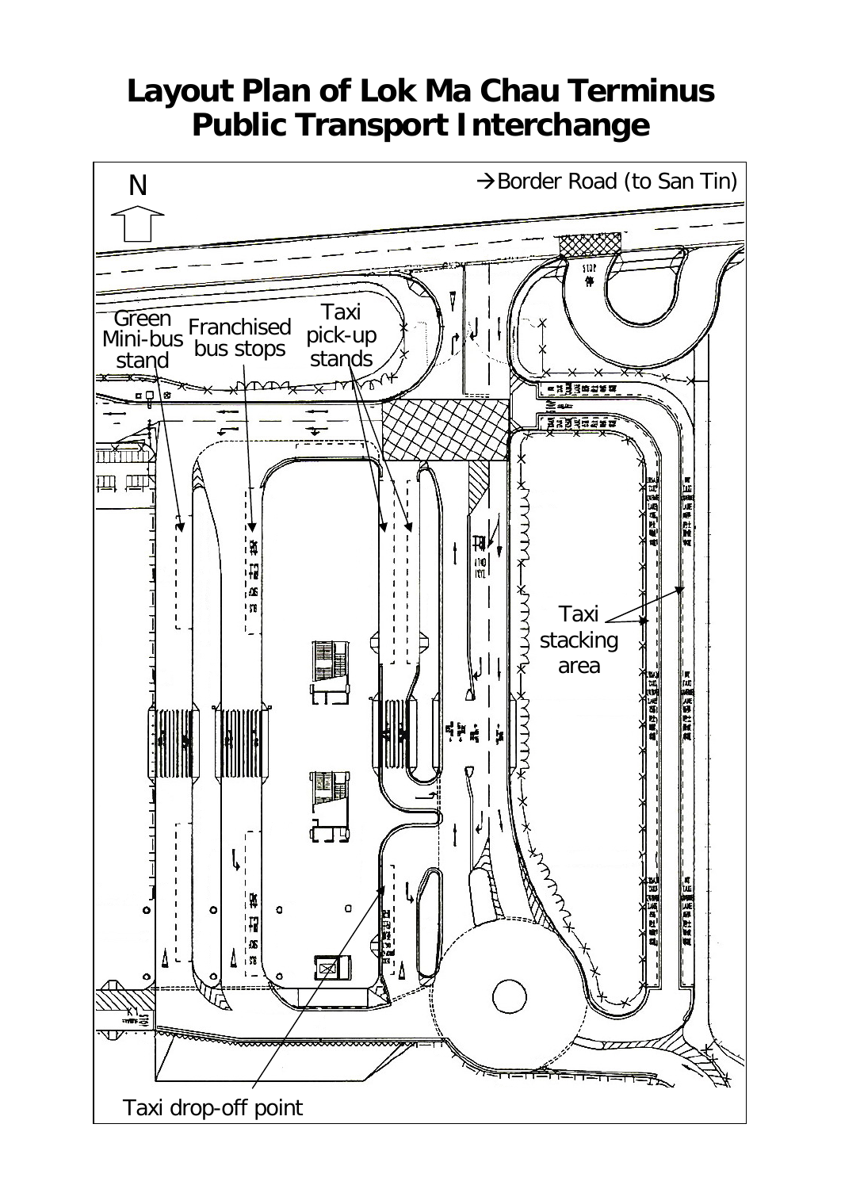# Layout Plan of Lok Ma Chau Terminus Public Transport Interchange

N

→Border Road (to San Tin)

Green Mini-bus stand

Franchised bus stops

Taxi pick-up stands

Taxi stacking area

Taxi drop-off point